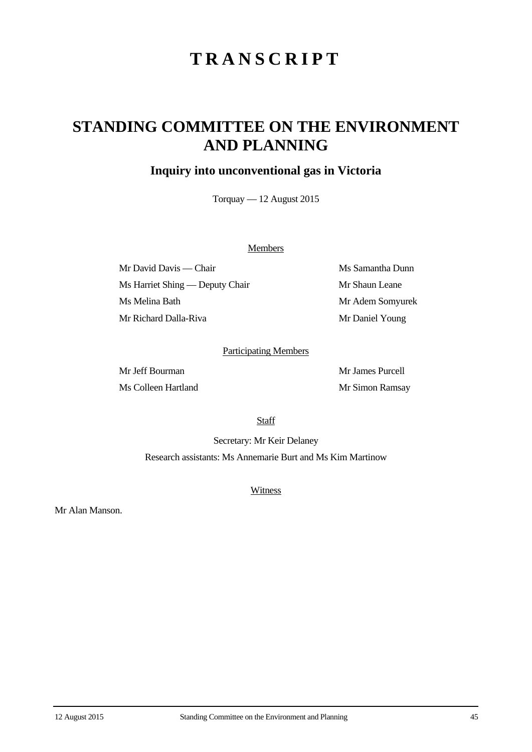# TRANSCRIPT

## STANDING COMMITTEE ON THE ENVIRONMENT AND PLANNING

### Inquiry into unconventional gas in Victoria

Torquay — 12 August 2015

Members

Mr David Davis — Chair

Ms Harriet Shing — Deputy Chair

Ms Melina Bath

Mr Richard Dalla-Riva

Ms Samantha Dunn

Mr Shaun Leane

Mr Adem Somyurek

Mr Daniel Young

Participating Members

Mr Jeff Bourman

Ms Colleen Hartland

Mr James Purcell

Mr Simon Ramsay

Staff

Secretary: Mr Keir Delaney

Research assistants: Ms Annemarie Burt and Ms Kim Martinow

Witness

Mr Alan Manson.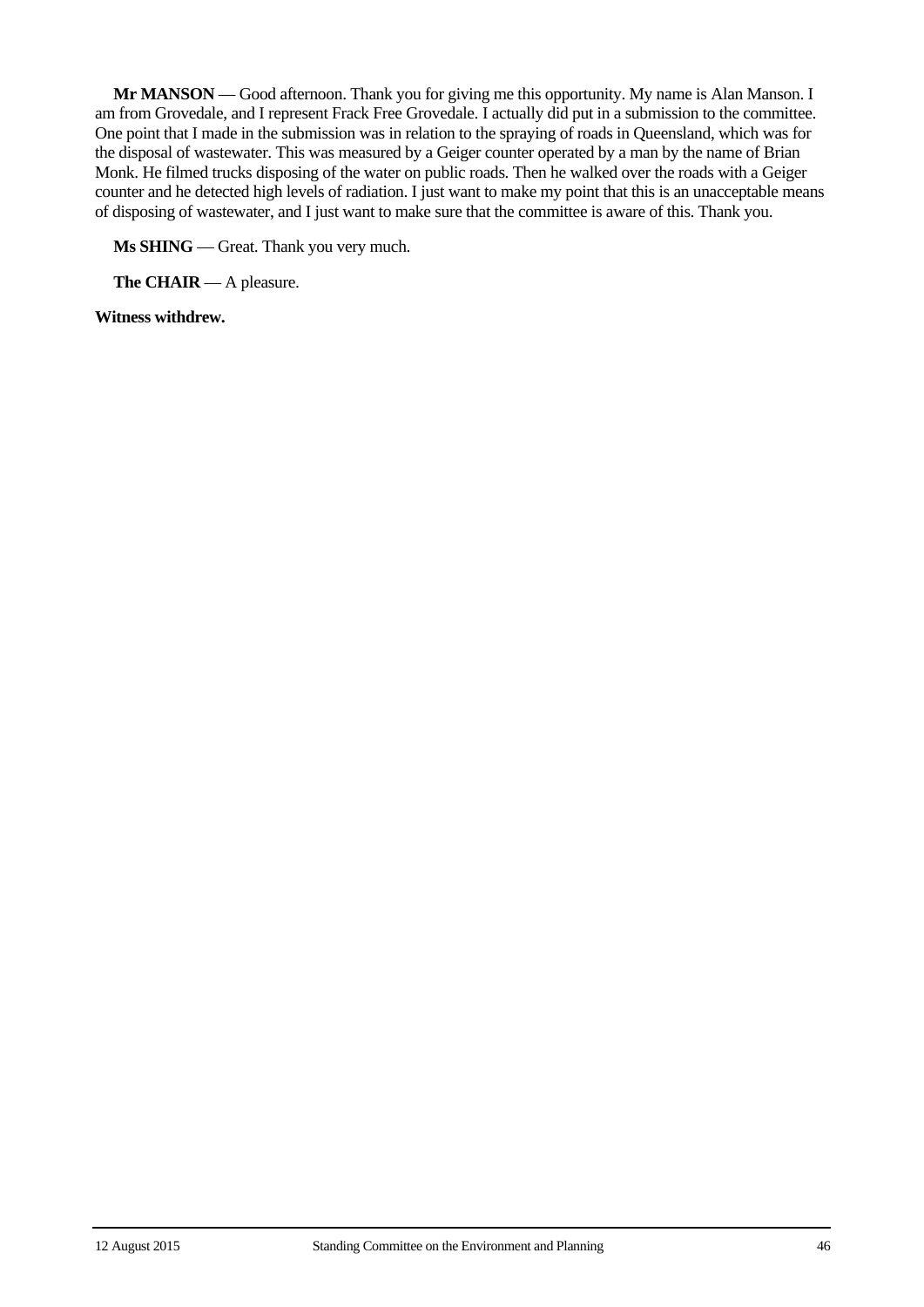**Mr MANSON** — Good afternoon. Thank you for giving me this opportunity. My name is Alan Manson. I am from Grovedale, and I represent Frack Free Grovedale. I actually did put in a submission to the committee. One point that I made in the submission was in relation to the spraying of roads in Queensland, which was for the disposal of wastewater. This was measured by a Geiger counter operated by a man by the name of Brian Monk. He filmed trucks disposing of the water on public roads. Then he walked over the roads with a Geiger counter and he detected high levels of radiation. I just want to make my point that this is an unacceptable means of disposing of wastewater, and I just want to make sure that the committee is aware of this. Thank you.

**Ms SHING** — Great. Thank you very much.

**The CHAIR** — A pleasure.

**Witness withdrew.**